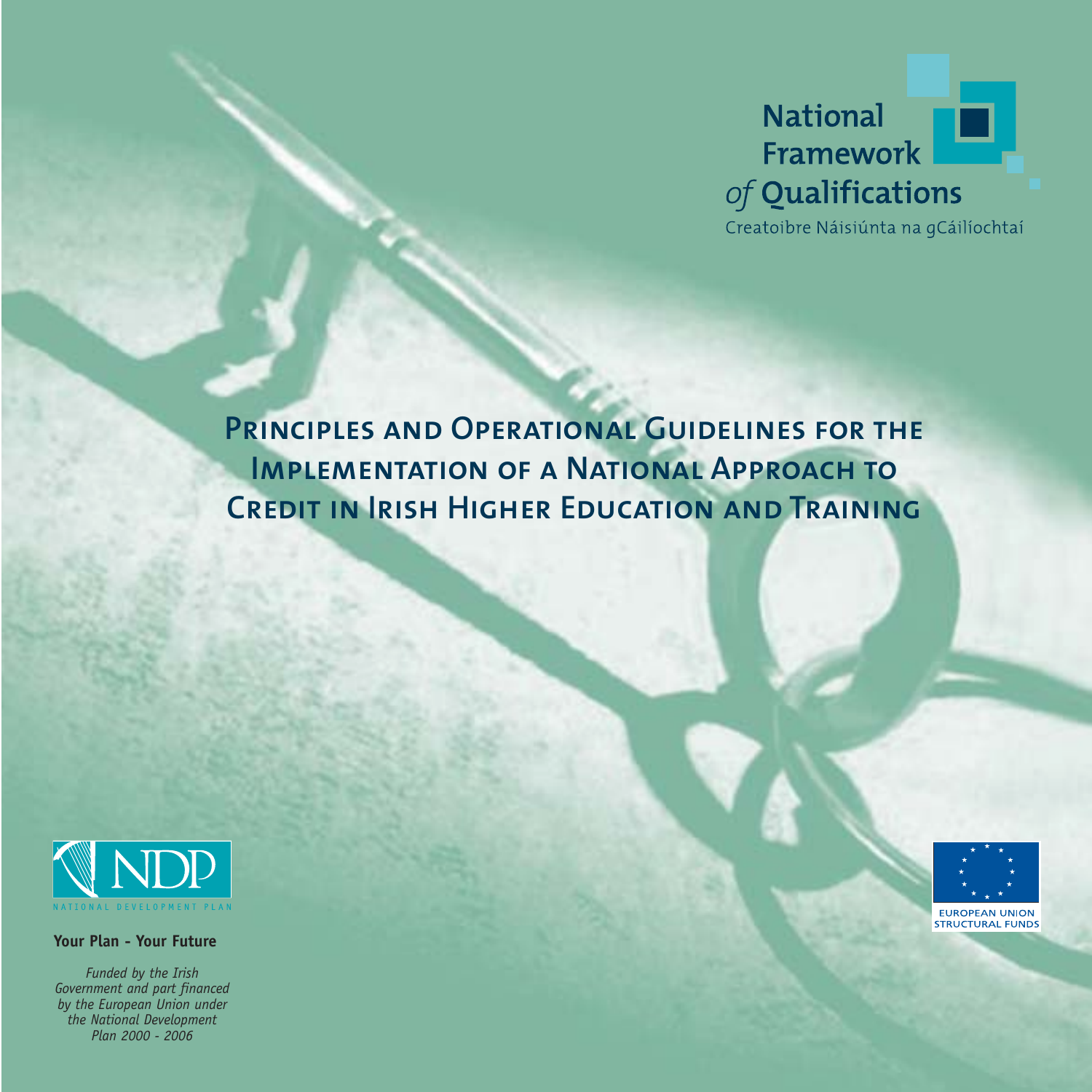National Framework *of* Qualifications

Creatoibre Náisiúnta na gCáilíochtaí

# Principles and Operational Guidelines for the Implementation of a National Approach to Credit in Irish Higher Education and Training

NDP

NATIONAL DEVELOPMENT PLAN

**Your Plan - Your Future**

*Funded by the Irish Government and part financed by the European Union under the National Development Plan 2000 - 2006*

EUROPEAN UNION STRUCTURAL FUNDS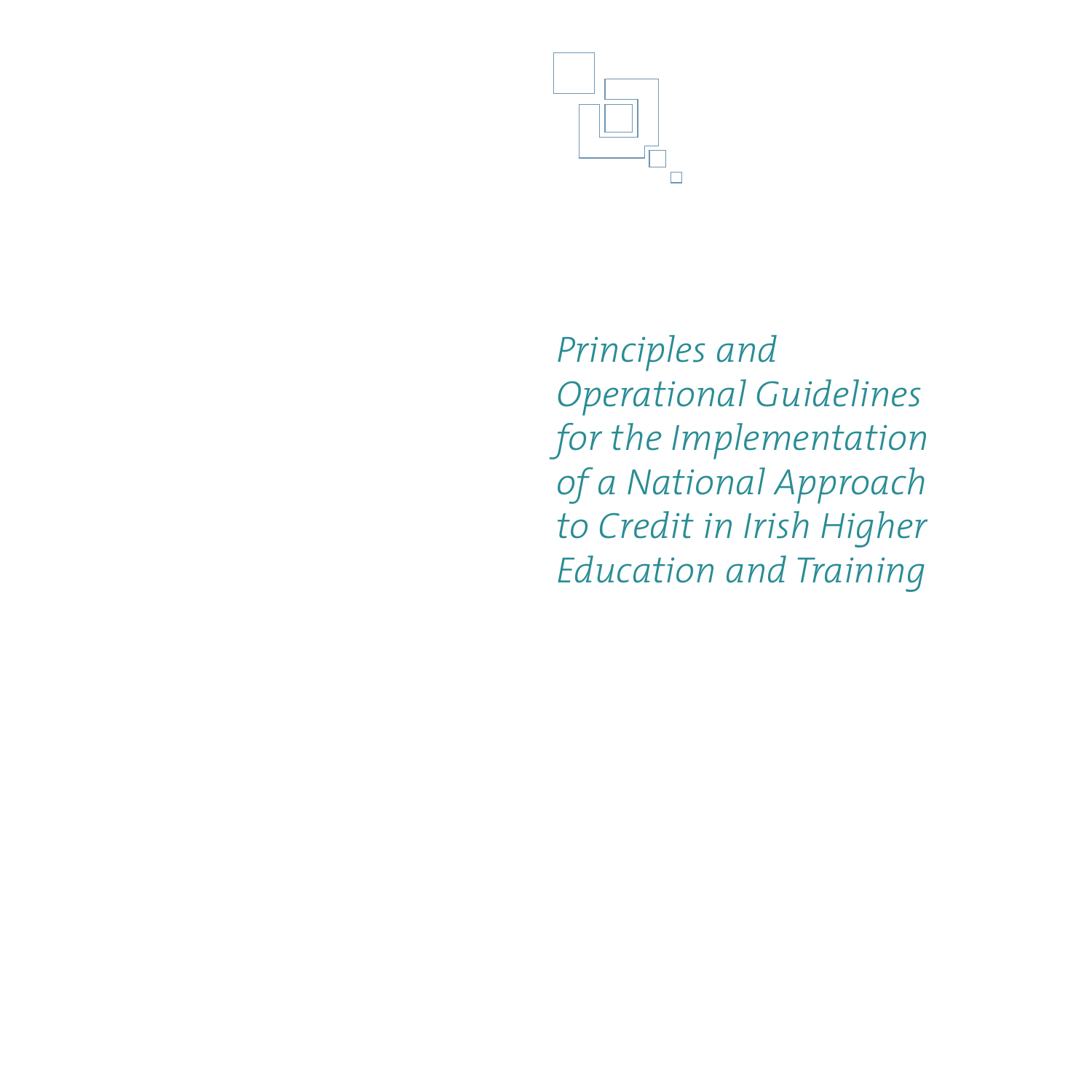# *Principles and Operational Guidelines for the Implementation of a National Approach to Credit in Irish Higher Education and Training*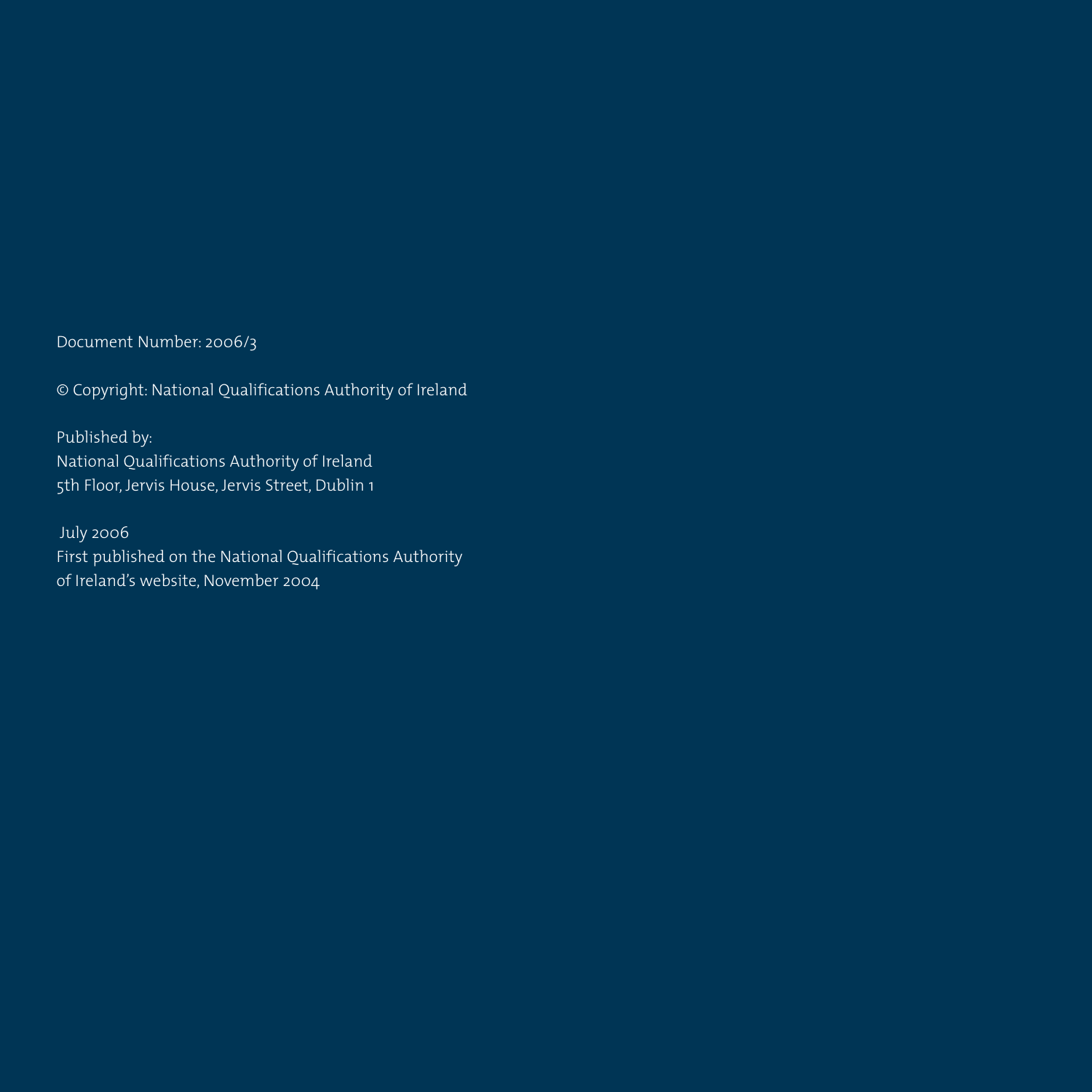Document Number: 2006/3

© Copyright: National Qualifications Authority of Ireland

Published by:
National Qualifications Authority of Ireland
5th Floor, Jervis House, Jervis Street, Dublin 1

July 2006
First published on the National Qualifications Authority of Ireland's website, November 2004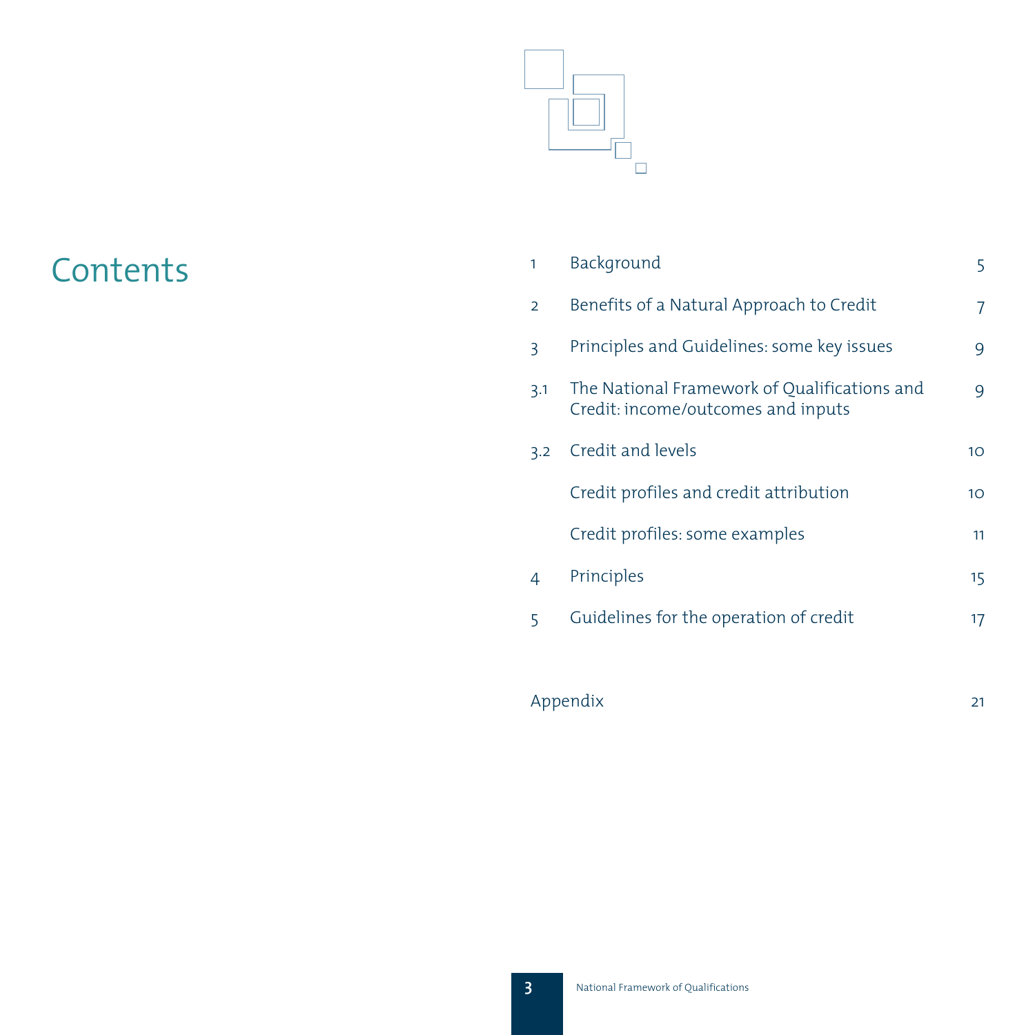# Contents

| | | |
|---|---|---|
| 1 | Background | 5 |
| 2 | Benefits of a Natural Approach to Credit | 7 |
| 3 | Principles and Guidelines: some key issues | 9 |
| 3.1 | The National Framework of Qualifications and Credit: income/outcomes and inputs | 9 |
| 3.2 | Credit and levels | 10 |
| | Credit profiles and credit attribution | 10 |
| | Credit profiles: some examples | 11 |
| 4 | Principles | 15 |
| 5 | Guidelines for the operation of credit | 17 |
| | | |
| Appendix | | 21 |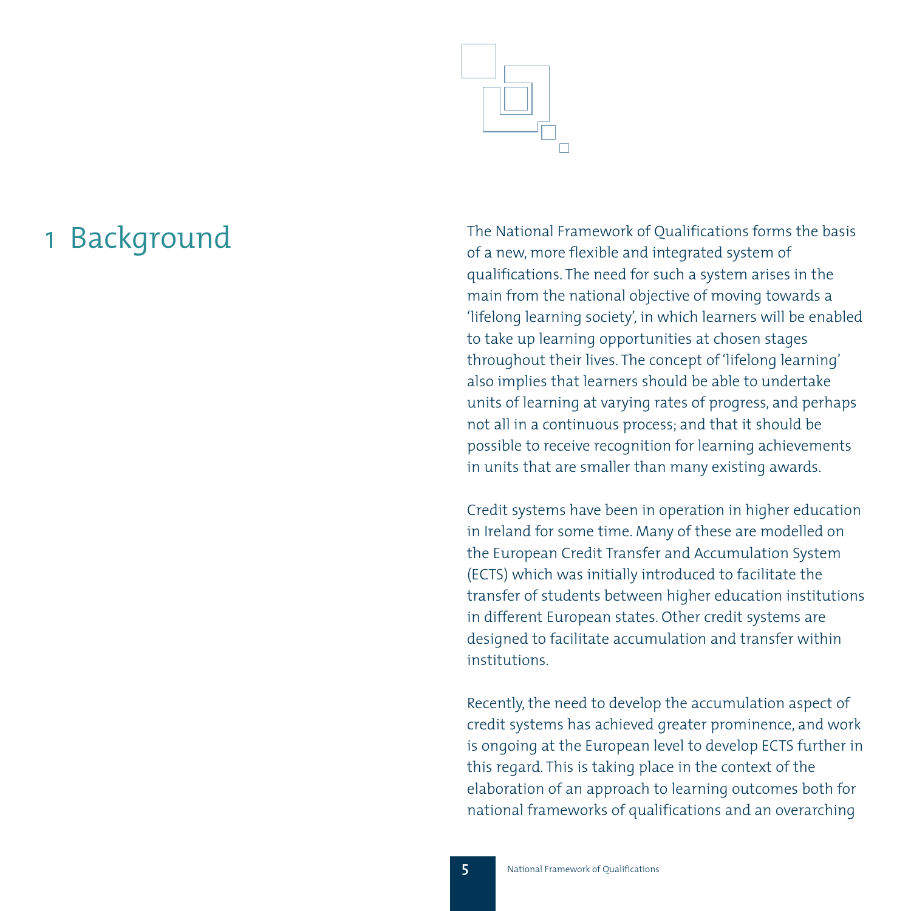# 1 Background

The National Framework of Qualifications forms the basis of a new, more flexible and integrated system of qualifications. The need for such a system arises in the main from the national objective of moving towards a 'lifelong learning society', in which learners will be enabled to take up learning opportunities at chosen stages throughout their lives. The concept of 'lifelong learning' also implies that learners should be able to undertake units of learning at varying rates of progress, and perhaps not all in a continuous process; and that it should be possible to receive recognition for learning achievements in units that are smaller than many existing awards.

Credit systems have been in operation in higher education in Ireland for some time. Many of these are modelled on the European Credit Transfer and Accumulation System (ECTS) which was initially introduced to facilitate the transfer of students between higher education institutions in different European states. Other credit systems are designed to facilitate accumulation and transfer within institutions.

Recently, the need to develop the accumulation aspect of credit systems has achieved greater prominence, and work is ongoing at the European level to develop ECTS further in this regard. This is taking place in the context of the elaboration of an approach to learning outcomes both for national frameworks of qualifications and an overarching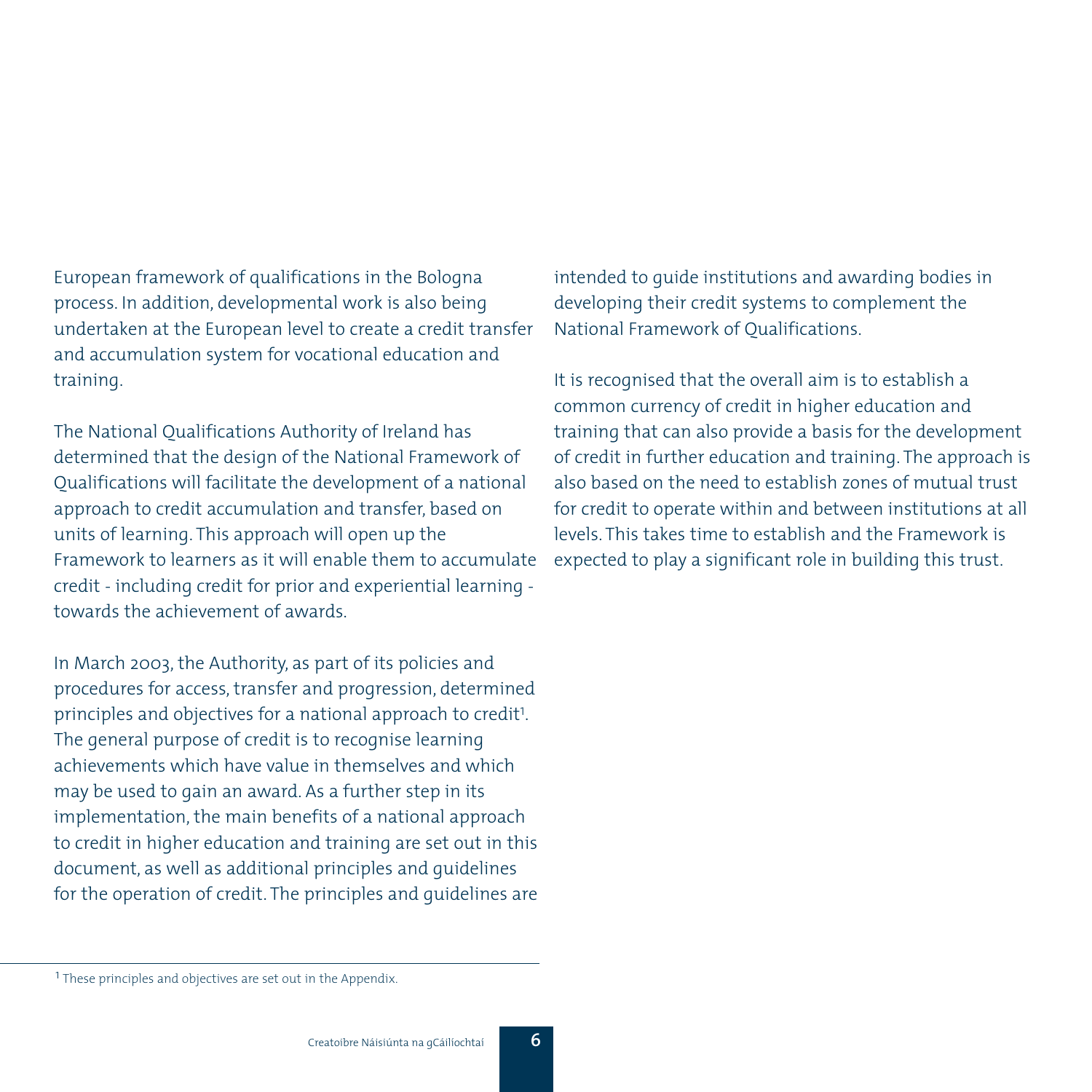European framework of qualifications in the Bologna process. In addition, developmental work is also being undertaken at the European level to create a credit transfer and accumulation system for vocational education and training.

The National Qualifications Authority of Ireland has determined that the design of the National Framework of Qualifications will facilitate the development of a national approach to credit accumulation and transfer, based on units of learning. This approach will open up the Framework to learners as it will enable them to accumulate credit - including credit for prior and experiential learning - towards the achievement of awards.

In March 2003, the Authority, as part of its policies and procedures for access, transfer and progression, determined principles and objectives for a national approach to credit[1]. The general purpose of credit is to recognise learning achievements which have value in themselves and which may be used to gain an award. As a further step in its implementation, the main benefits of a national approach to credit in higher education and training are set out in this document, as well as additional principles and guidelines for the operation of credit. The principles and guidelines are intended to guide institutions and awarding bodies in developing their credit systems to complement the National Framework of Qualifications.

It is recognised that the overall aim is to establish a common currency of credit in higher education and training that can also provide a basis for the development of credit in further education and training. The approach is also based on the need to establish zones of mutual trust for credit to operate within and between institutions at all levels. This takes time to establish and the Framework is expected to play a significant role in building this trust.

[1] These principles and objectives are set out in the Appendix.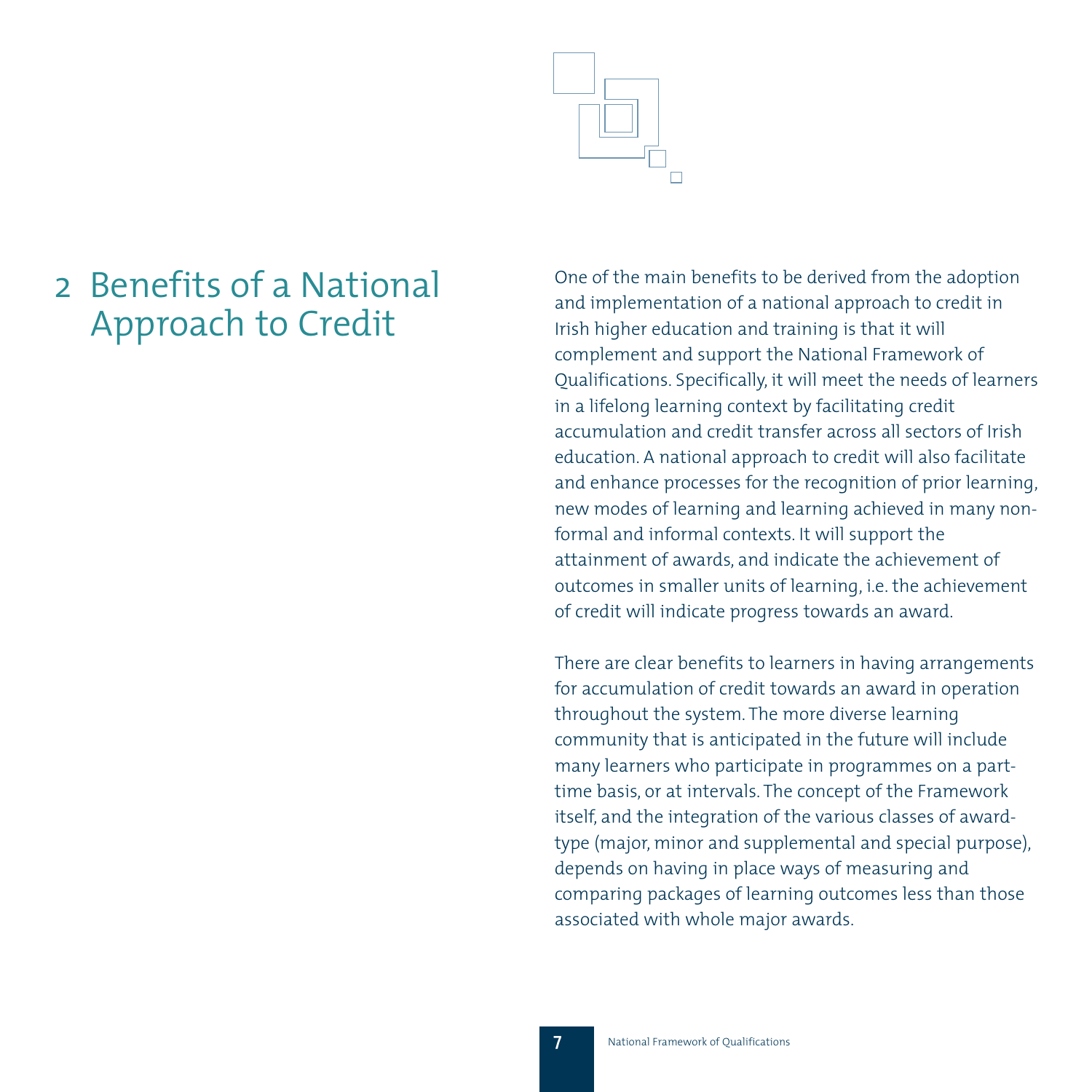# 2 Benefits of a National Approach to Credit

One of the main benefits to be derived from the adoption and implementation of a national approach to credit in Irish higher education and training is that it will complement and support the National Framework of Qualifications. Specifically, it will meet the needs of learners in a lifelong learning context by facilitating credit accumulation and credit transfer across all sectors of Irish education. A national approach to credit will also facilitate and enhance processes for the recognition of prior learning, new modes of learning and learning achieved in many non-formal and informal contexts. It will support the attainment of awards, and indicate the achievement of outcomes in smaller units of learning, i.e. the achievement of credit will indicate progress towards an award.

There are clear benefits to learners in having arrangements for accumulation of credit towards an award in operation throughout the system. The more diverse learning community that is anticipated in the future will include many learners who participate in programmes on a part-time basis, or at intervals. The concept of the Framework itself, and the integration of the various classes of award-type (major, minor and supplemental and special purpose), depends on having in place ways of measuring and comparing packages of learning outcomes less than those associated with whole major awards.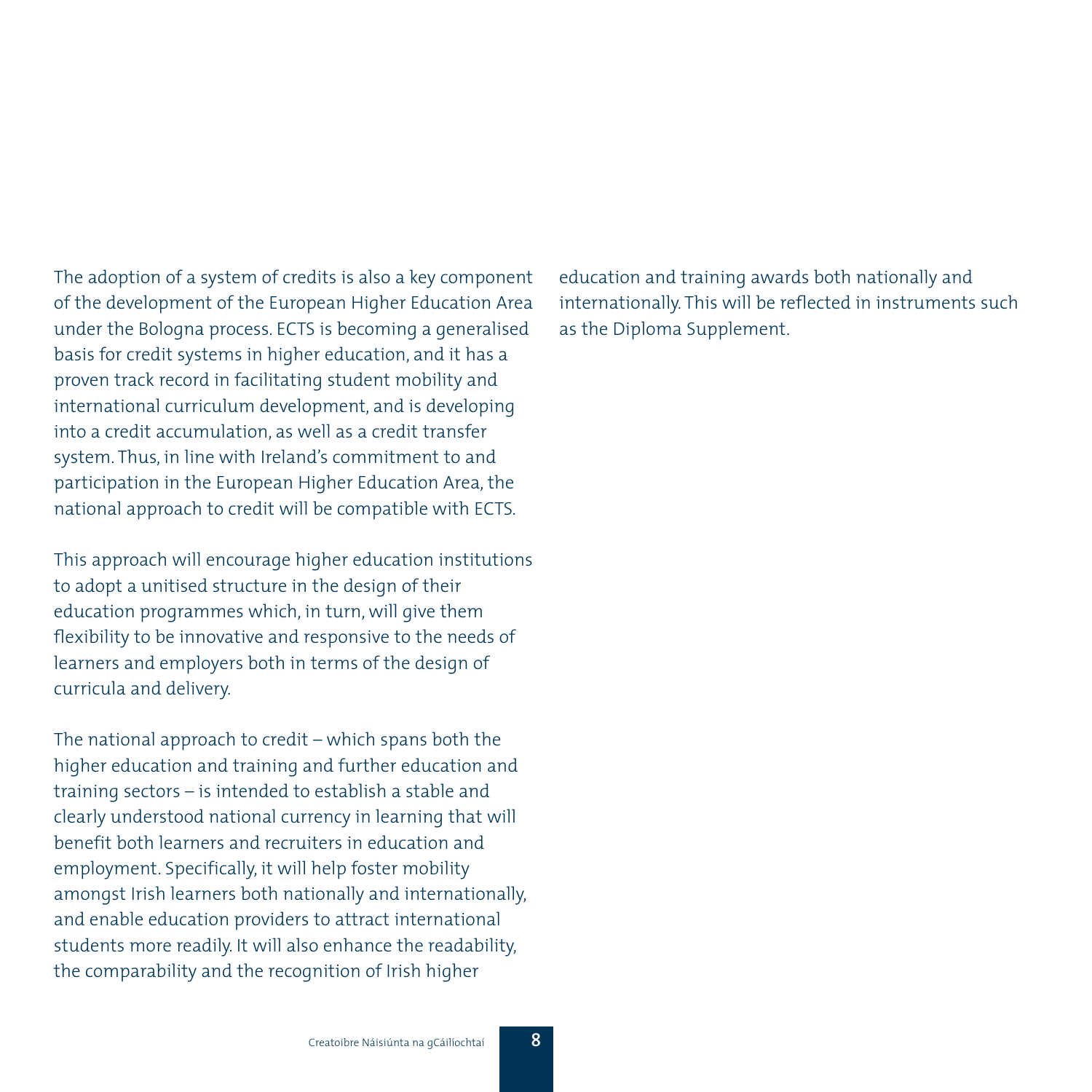The adoption of a system of credits is also a key component of the development of the European Higher Education Area under the Bologna process. ECTS is becoming a generalised basis for credit systems in higher education, and it has a proven track record in facilitating student mobility and international curriculum development, and is developing into a credit accumulation, as well as a credit transfer system. Thus, in line with Ireland's commitment to and participation in the European Higher Education Area, the national approach to credit will be compatible with ECTS.

This approach will encourage higher education institutions to adopt a unitised structure in the design of their education programmes which, in turn, will give them flexibility to be innovative and responsive to the needs of learners and employers both in terms of the design of curricula and delivery.

The national approach to credit – which spans both the higher education and training and further education and training sectors – is intended to establish a stable and clearly understood national currency in learning that will benefit both learners and recruiters in education and employment. Specifically, it will help foster mobility amongst Irish learners both nationally and internationally, and enable education providers to attract international students more readily. It will also enhance the readability, the comparability and the recognition of Irish higher education and training awards both nationally and internationally. This will be reflected in instruments such as the Diploma Supplement.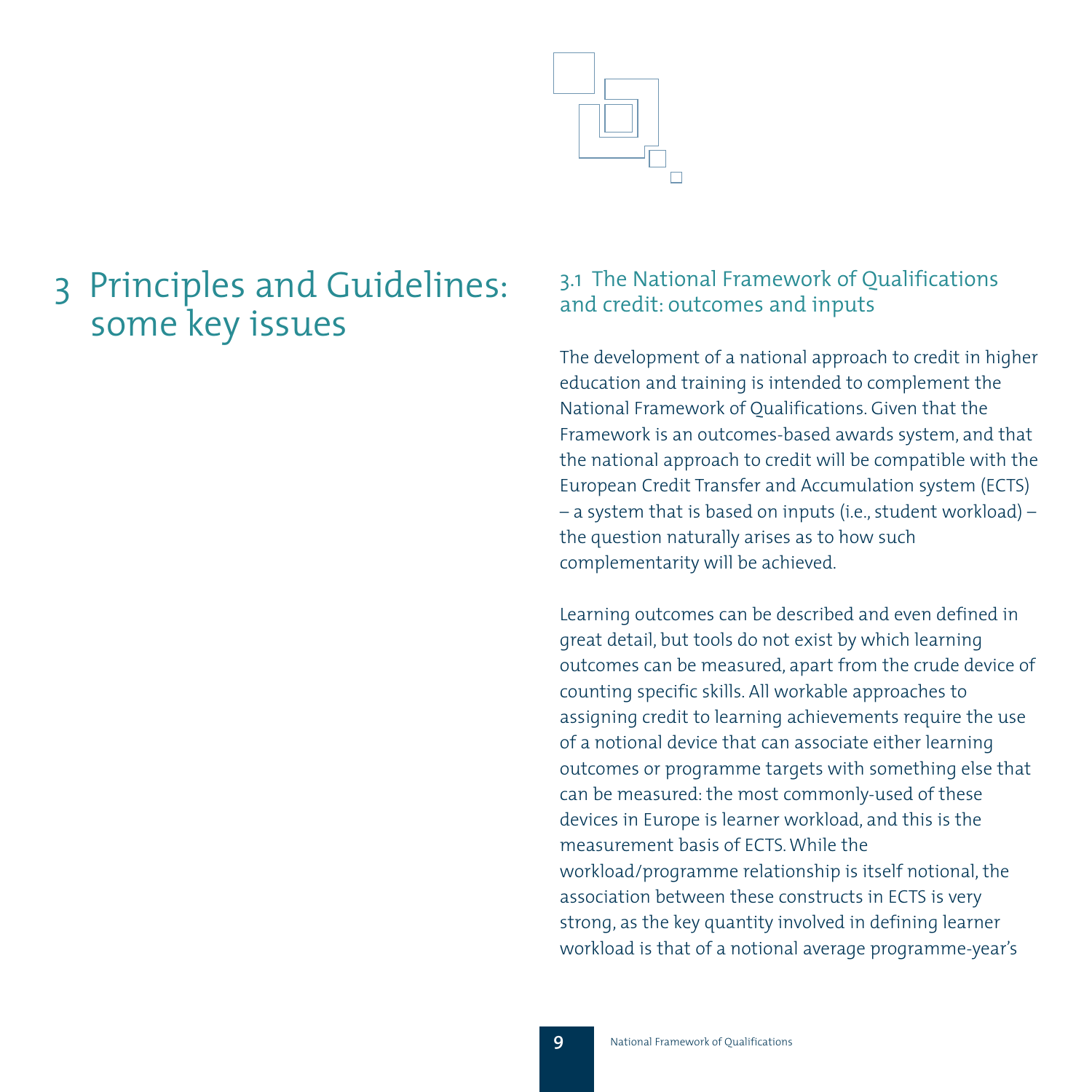# 3 Principles and Guidelines: some key issues

## 3.1 The National Framework of Qualifications and credit: outcomes and inputs

The development of a national approach to credit in higher education and training is intended to complement the National Framework of Qualifications. Given that the Framework is an outcomes-based awards system, and that the national approach to credit will be compatible with the European Credit Transfer and Accumulation system (ECTS) – a system that is based on inputs (i.e., student workload) – the question naturally arises as to how such complementarity will be achieved.

Learning outcomes can be described and even defined in great detail, but tools do not exist by which learning outcomes can be measured, apart from the crude device of counting specific skills. All workable approaches to assigning credit to learning achievements require the use of a notional device that can associate either learning outcomes or programme targets with something else that can be measured: the most commonly-used of these devices in Europe is learner workload, and this is the measurement basis of ECTS. While the workload/programme relationship is itself notional, the association between these constructs in ECTS is very strong, as the key quantity involved in defining learner workload is that of a notional average programme-year's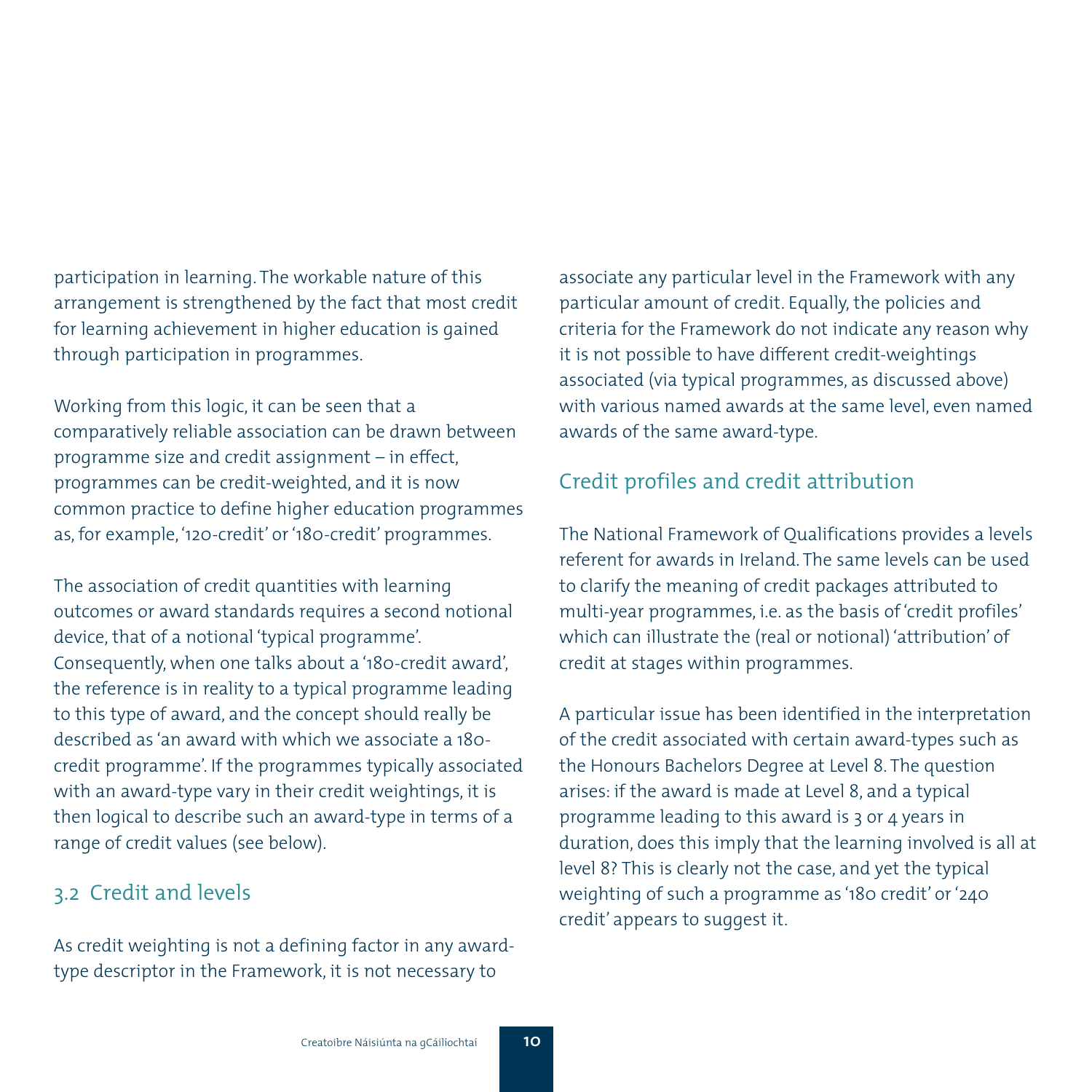participation in learning. The workable nature of this arrangement is strengthened by the fact that most credit for learning achievement in higher education is gained through participation in programmes.

Working from this logic, it can be seen that a comparatively reliable association can be drawn between programme size and credit assignment – in effect, programmes can be credit-weighted, and it is now common practice to define higher education programmes as, for example, '120-credit' or '180-credit' programmes.

The association of credit quantities with learning outcomes or award standards requires a second notional device, that of a notional 'typical programme'. Consequently, when one talks about a '180-credit award', the reference is in reality to a typical programme leading to this type of award, and the concept should really be described as 'an award with which we associate a 180-credit programme'. If the programmes typically associated with an award-type vary in their credit weightings, it is then logical to describe such an award-type in terms of a range of credit values (see below).

## 3.2 Credit and levels

As credit weighting is not a defining factor in any award-type descriptor in the Framework, it is not necessary to associate any particular level in the Framework with any particular amount of credit. Equally, the policies and criteria for the Framework do not indicate any reason why it is not possible to have different credit-weightings associated (via typical programmes, as discussed above) with various named awards at the same level, even named awards of the same award-type.

### Credit profiles and credit attribution

The National Framework of Qualifications provides a levels referent for awards in Ireland. The same levels can be used to clarify the meaning of credit packages attributed to multi-year programmes, i.e. as the basis of 'credit profiles' which can illustrate the (real or notional) 'attribution' of credit at stages within programmes.

A particular issue has been identified in the interpretation of the credit associated with certain award-types such as the Honours Bachelors Degree at Level 8. The question arises: if the award is made at Level 8, and a typical programme leading to this award is 3 or 4 years in duration, does this imply that the learning involved is all at level 8? This is clearly not the case, and yet the typical weighting of such a programme as '180 credit' or '240 credit' appears to suggest it.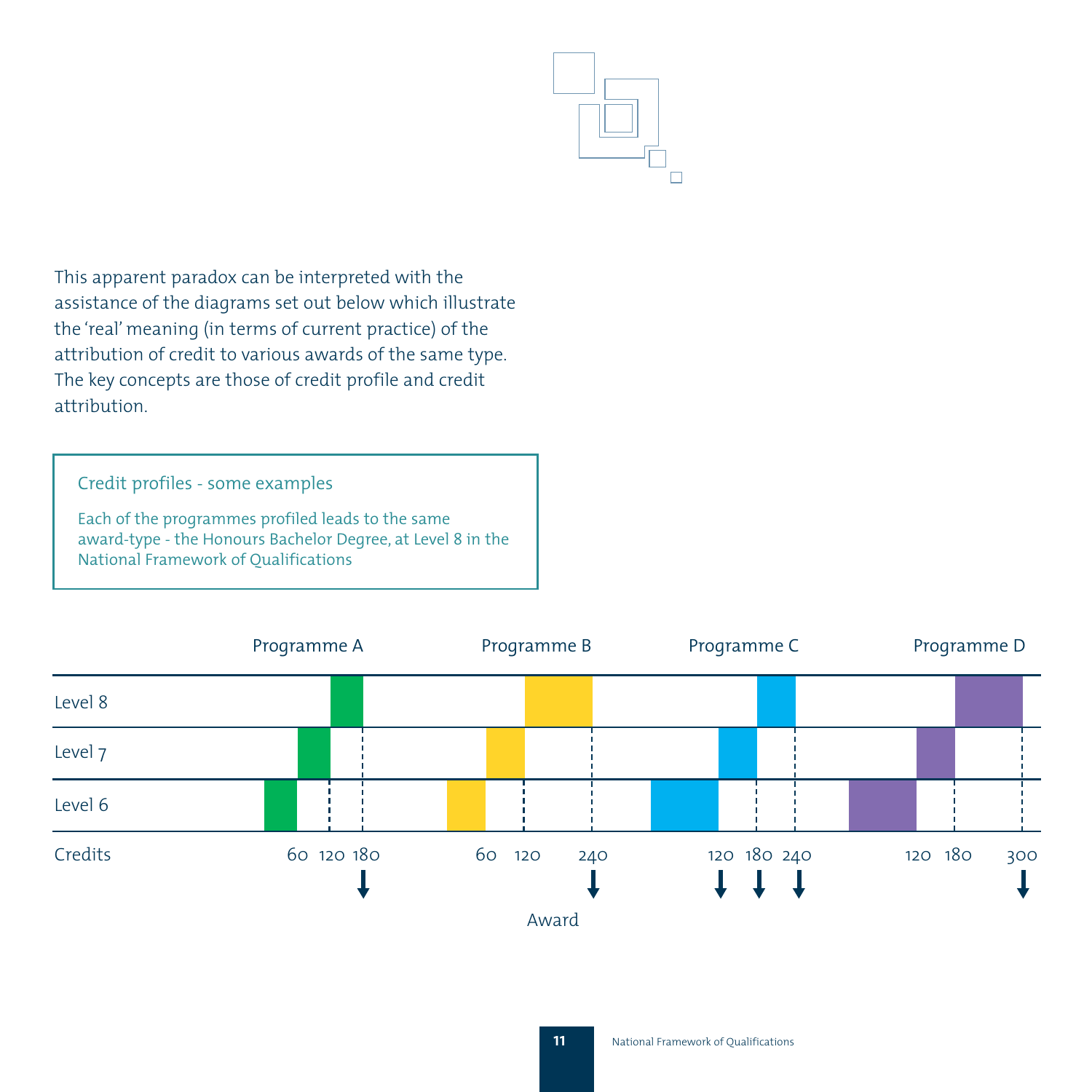This apparent paradox can be interpreted with the assistance of the diagrams set out below which illustrate the 'real' meaning (in terms of current practice) of the attribution of credit to various awards of the same type. The key concepts are those of credit profile and credit attribution.

> **Credit profiles - some examples**
>
> Each of the programmes profiled leads to the same award-type - the Honours Bachelor Degree, at Level 8 in the National Framework of Qualifications

| | Programme A | Programme B | Programme C | Programme D |
|---|---|---|---|---|
| Level 8 | | | | |
| Level 7 | | | | |
| Level 6 | | | | |
| Credits | 60 120 180 | 60 120 240 | 120 180 240 | 120 180 300 |

Award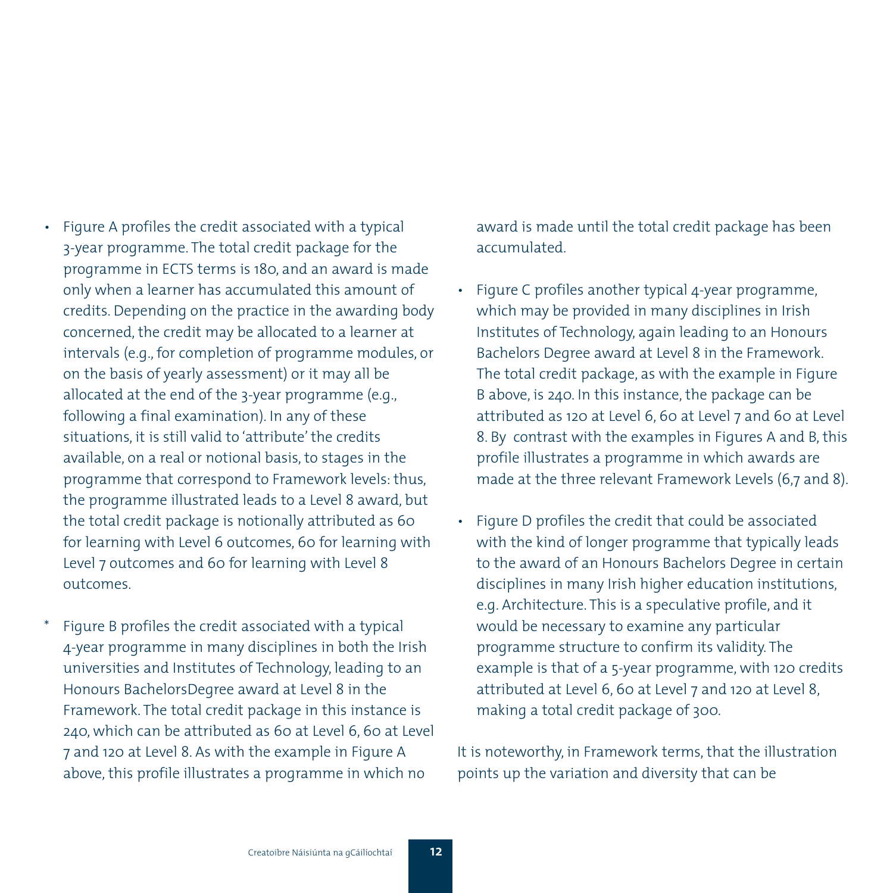- Figure A profiles the credit associated with a typical 3-year programme. The total credit package for the programme in ECTS terms is 180, and an award is made only when a learner has accumulated this amount of credits. Depending on the practice in the awarding body concerned, the credit may be allocated to a learner at intervals (e.g., for completion of programme modules, or on the basis of yearly assessment) or it may all be allocated at the end of the 3-year programme (e.g., following a final examination). In any of these situations, it is still valid to 'attribute' the credits available, on a real or notional basis, to stages in the programme that correspond to Framework levels: thus, the programme illustrated leads to a Level 8 award, but the total credit package is notionally attributed as 60 for learning with Level 6 outcomes, 60 for learning with Level 7 outcomes and 60 for learning with Level 8 outcomes.

* Figure B profiles the credit associated with a typical 4-year programme in many disciplines in both the Irish universities and Institutes of Technology, leading to an Honours BachelorsDegree award at Level 8 in the Framework. The total credit package in this instance is 240, which can be attributed as 60 at Level 6, 60 at Level 7 and 120 at Level 8. As with the example in Figure A above, this profile illustrates a programme in which no award is made until the total credit package has been accumulated.

- Figure C profiles another typical 4-year programme, which may be provided in many disciplines in Irish Institutes of Technology, again leading to an Honours Bachelors Degree award at Level 8 in the Framework. The total credit package, as with the example in Figure B above, is 240. In this instance, the package can be attributed as 120 at Level 6, 60 at Level 7 and 60 at Level 8. By contrast with the examples in Figures A and B, this profile illustrates a programme in which awards are made at the three relevant Framework Levels (6,7 and 8).

- Figure D profiles the credit that could be associated with the kind of longer programme that typically leads to the award of an Honours Bachelors Degree in certain disciplines in many Irish higher education institutions, e.g. Architecture. This is a speculative profile, and it would be necessary to examine any particular programme structure to confirm its validity. The example is that of a 5-year programme, with 120 credits attributed at Level 6, 60 at Level 7 and 120 at Level 8, making a total credit package of 300.

It is noteworthy, in Framework terms, that the illustration points up the variation and diversity that can be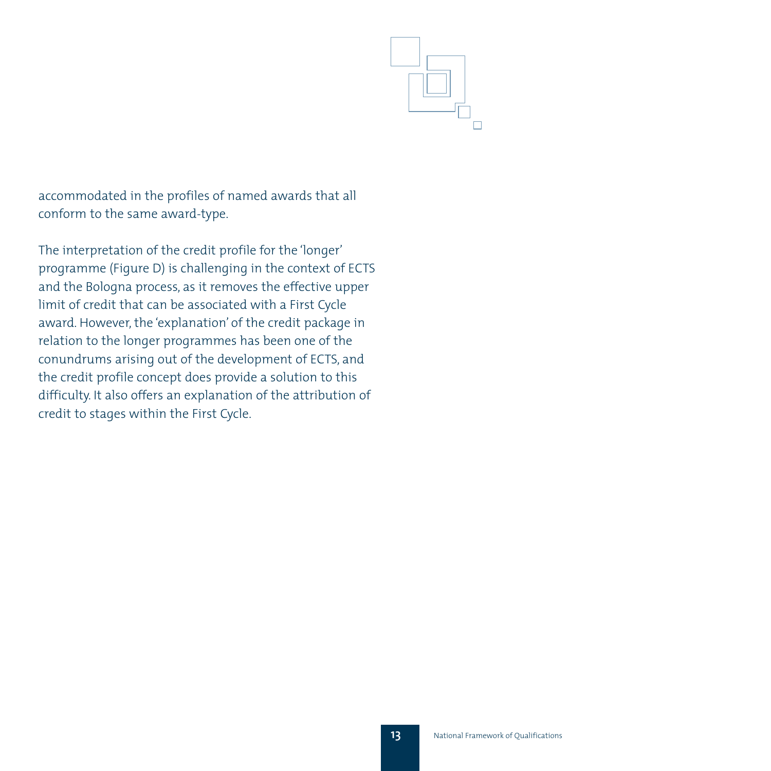accommodated in the profiles of named awards that all conform to the same award-type.

The interpretation of the credit profile for the 'longer' programme (Figure D) is challenging in the context of ECTS and the Bologna process, as it removes the effective upper limit of credit that can be associated with a First Cycle award. However, the 'explanation' of the credit package in relation to the longer programmes has been one of the conundrums arising out of the development of ECTS, and the credit profile concept does provide a solution to this difficulty. It also offers an explanation of the attribution of credit to stages within the First Cycle.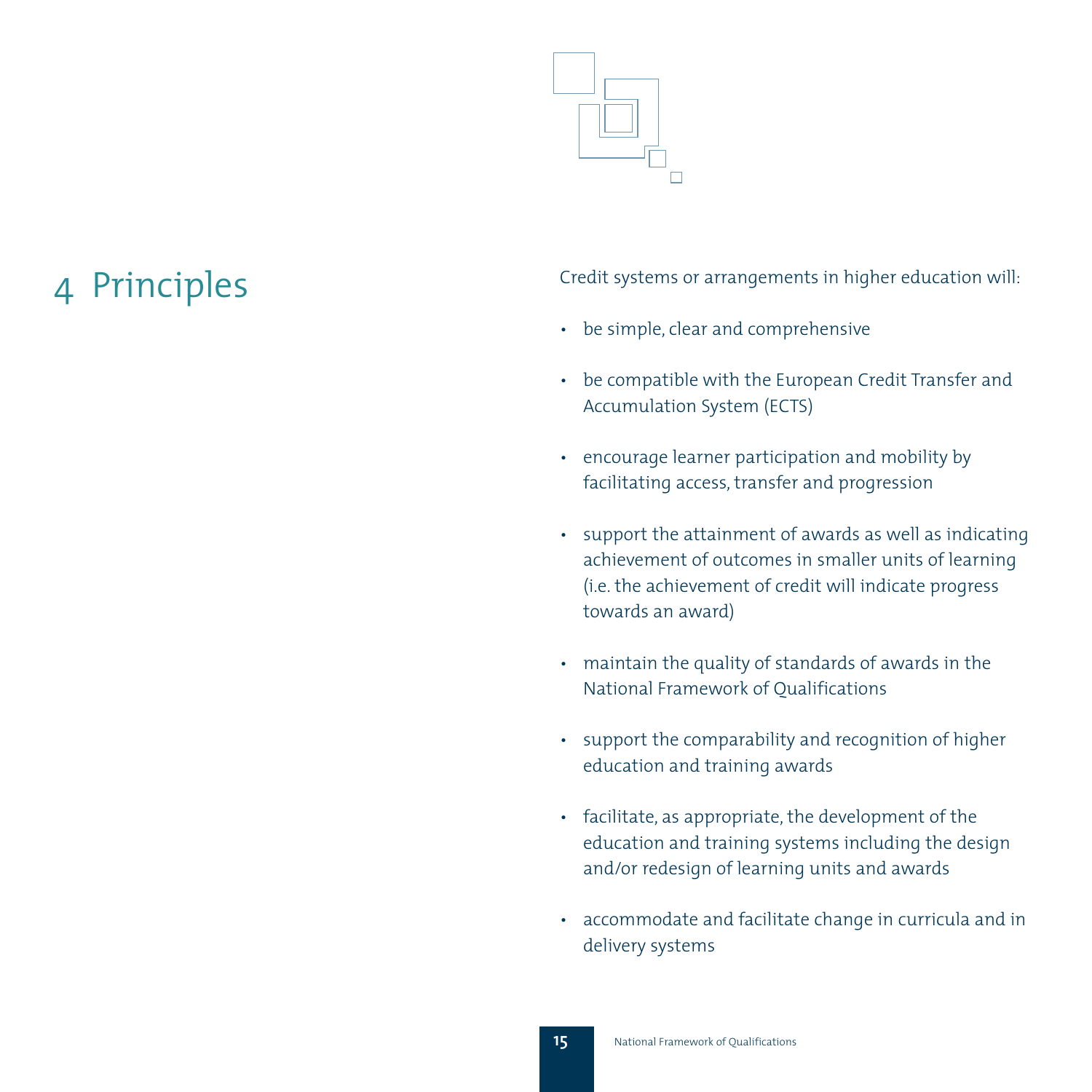# 4 Principles

Credit systems or arrangements in higher education will:

- be simple, clear and comprehensive
- be compatible with the European Credit Transfer and Accumulation System (ECTS)
- encourage learner participation and mobility by facilitating access, transfer and progression
- support the attainment of awards as well as indicating achievement of outcomes in smaller units of learning (i.e. the achievement of credit will indicate progress towards an award)
- maintain the quality of standards of awards in the National Framework of Qualifications
- support the comparability and recognition of higher education and training awards
- facilitate, as appropriate, the development of the education and training systems including the design and/or redesign of learning units and awards
- accommodate and facilitate change in curricula and in delivery systems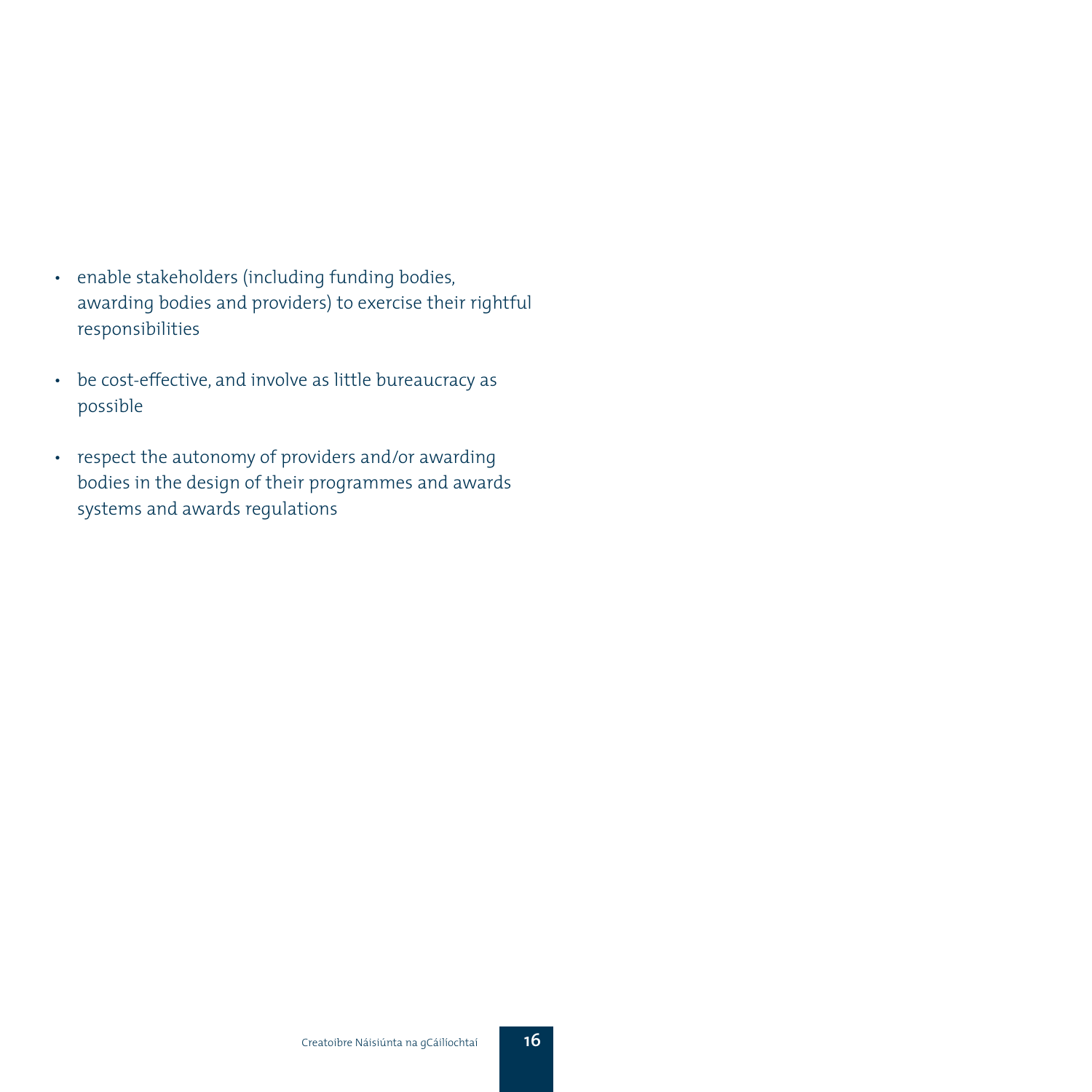- enable stakeholders (including funding bodies, awarding bodies and providers) to exercise their rightful responsibilities
- be cost-effective, and involve as little bureaucracy as possible
- respect the autonomy of providers and/or awarding bodies in the design of their programmes and awards systems and awards regulations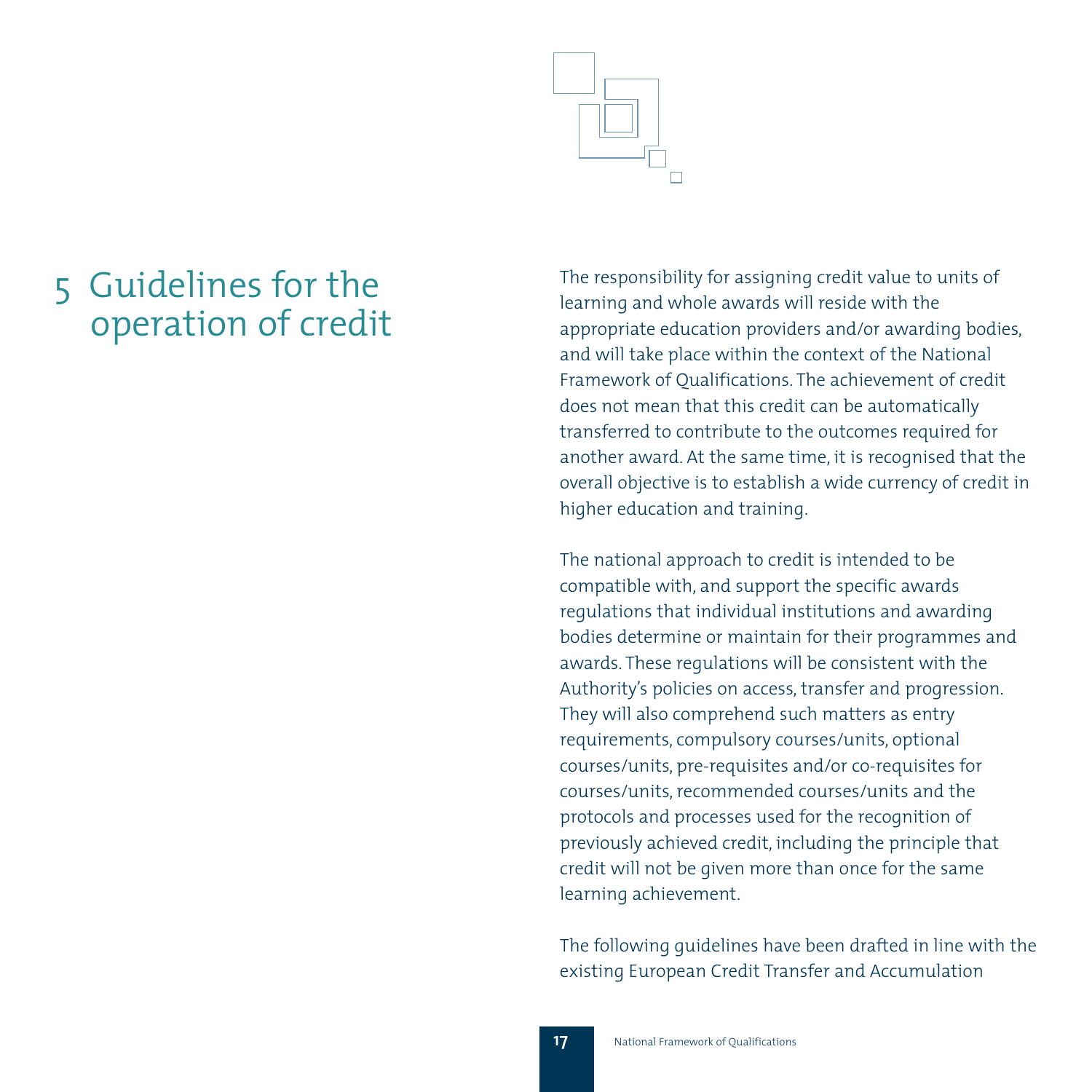# 5 Guidelines for the operation of credit

The responsibility for assigning credit value to units of learning and whole awards will reside with the appropriate education providers and/or awarding bodies, and will take place within the context of the National Framework of Qualifications. The achievement of credit does not mean that this credit can be automatically transferred to contribute to the outcomes required for another award. At the same time, it is recognised that the overall objective is to establish a wide currency of credit in higher education and training.

The national approach to credit is intended to be compatible with, and support the specific awards regulations that individual institutions and awarding bodies determine or maintain for their programmes and awards. These regulations will be consistent with the Authority's policies on access, transfer and progression. They will also comprehend such matters as entry requirements, compulsory courses/units, optional courses/units, pre-requisites and/or co-requisites for courses/units, recommended courses/units and the protocols and processes used for the recognition of previously achieved credit, including the principle that credit will not be given more than once for the same learning achievement.

The following guidelines have been drafted in line with the existing European Credit Transfer and Accumulation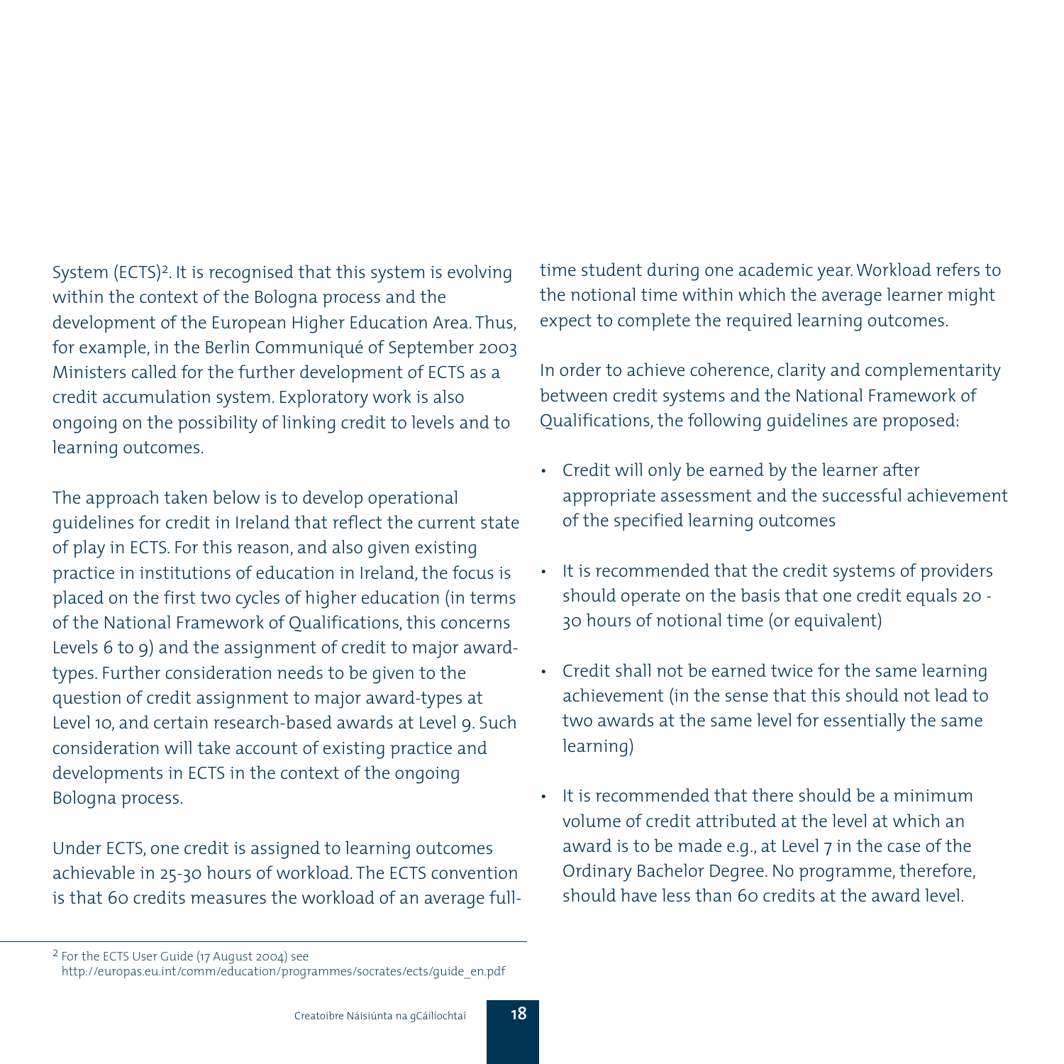System (ECTS)[2]. It is recognised that this system is evolving within the context of the Bologna process and the development of the European Higher Education Area. Thus, for example, in the Berlin Communiqué of September 2003 Ministers called for the further development of ECTS as a credit accumulation system. Exploratory work is also ongoing on the possibility of linking credit to levels and to learning outcomes.

The approach taken below is to develop operational guidelines for credit in Ireland that reflect the current state of play in ECTS. For this reason, and also given existing practice in institutions of education in Ireland, the focus is placed on the first two cycles of higher education (in terms of the National Framework of Qualifications, this concerns Levels 6 to 9) and the assignment of credit to major award-types. Further consideration needs to be given to the question of credit assignment to major award-types at Level 10, and certain research-based awards at Level 9. Such consideration will take account of existing practice and developments in ECTS in the context of the ongoing Bologna process.

Under ECTS, one credit is assigned to learning outcomes achievable in 25-30 hours of workload. The ECTS convention is that 60 credits measures the workload of an average full-time student during one academic year. Workload refers to the notional time within which the average learner might expect to complete the required learning outcomes.

In order to achieve coherence, clarity and complementarity between credit systems and the National Framework of Qualifications, the following guidelines are proposed:

- Credit will only be earned by the learner after appropriate assessment and the successful achievement of the specified learning outcomes
- It is recommended that the credit systems of providers should operate on the basis that one credit equals 20 - 30 hours of notional time (or equivalent)
- Credit shall not be earned twice for the same learning achievement (in the sense that this should not lead to two awards at the same level for essentially the same learning)
- It is recommended that there should be a minimum volume of credit attributed at the level at which an award is to be made e.g., at Level 7 in the case of the Ordinary Bachelor Degree. No programme, therefore, should have less than 60 credits at the award level.

[2] For the ECTS User Guide (17 August 2004) see http://europas.eu.int/comm/education/programmes/socrates/ects/guide_en.pdf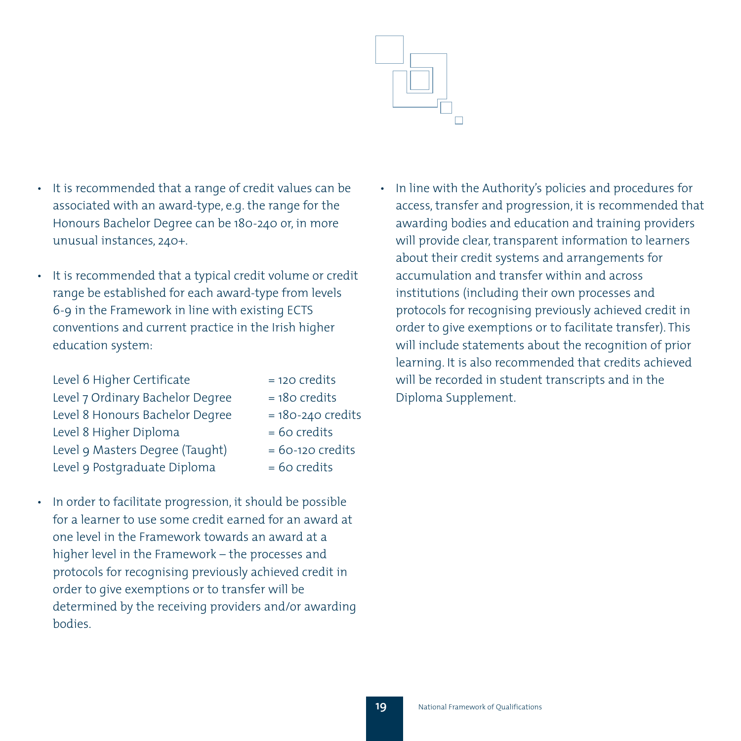- It is recommended that a range of credit values can be associated with an award-type, e.g. the range for the Honours Bachelor Degree can be 180-240 or, in more unusual instances, 240+.

- It is recommended that a typical credit volume or credit range be established for each award-type from levels 6-9 in the Framework in line with existing ECTS conventions and current practice in the Irish higher education system:

| | |
|---|---|
| Level 6 Higher Certificate | = 120 credits |
| Level 7 Ordinary Bachelor Degree | = 180 credits |
| Level 8 Honours Bachelor Degree | = 180-240 credits |
| Level 8 Higher Diploma | = 60 credits |
| Level 9 Masters Degree (Taught) | = 60-120 credits |
| Level 9 Postgraduate Diploma | = 60 credits |

- In order to facilitate progression, it should be possible for a learner to use some credit earned for an award at one level in the Framework towards an award at a higher level in the Framework – the processes and protocols for recognising previously achieved credit in order to give exemptions or to transfer will be determined by the receiving providers and/or awarding bodies.

- In line with the Authority's policies and procedures for access, transfer and progression, it is recommended that awarding bodies and education and training providers will provide clear, transparent information to learners about their credit systems and arrangements for accumulation and transfer within and across institutions (including their own processes and protocols for recognising previously achieved credit in order to give exemptions or to facilitate transfer). This will include statements about the recognition of prior learning. It is also recommended that credits achieved will be recorded in student transcripts and in the Diploma Supplement.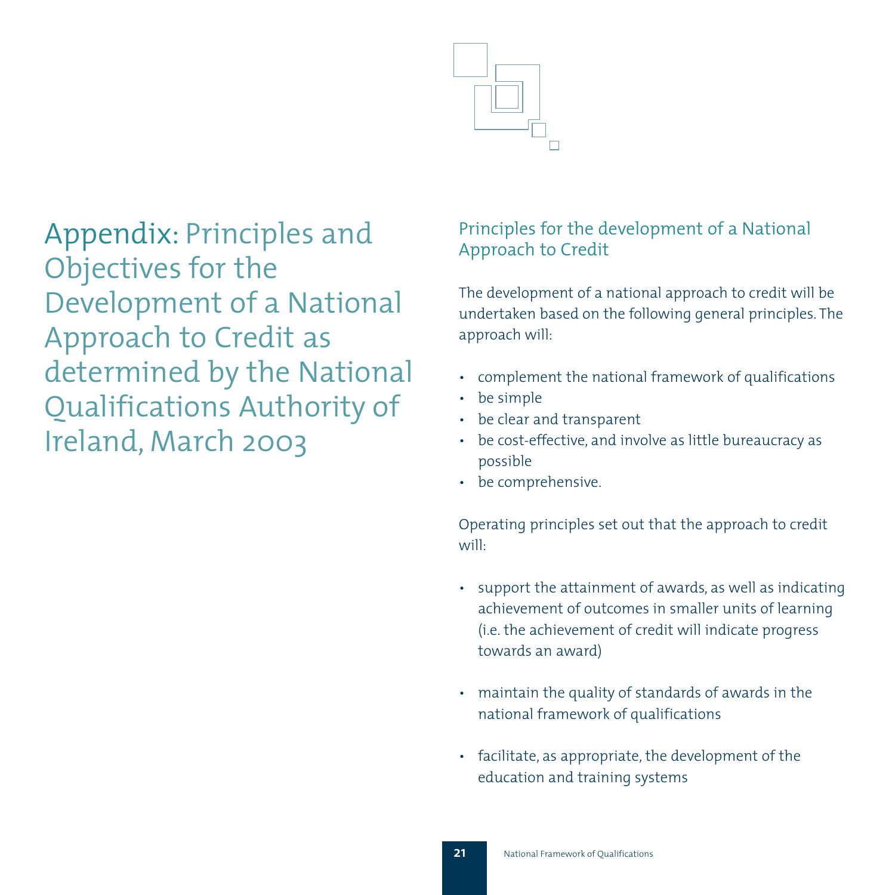# Appendix: Principles and Objectives for the Development of a National Approach to Credit as determined by the National Qualifications Authority of Ireland, March 2003

## Principles for the development of a National Approach to Credit

The development of a national approach to credit will be undertaken based on the following general principles. The approach will:

- complement the national framework of qualifications
- be simple
- be clear and transparent
- be cost-effective, and involve as little bureaucracy as possible
- be comprehensive.

Operating principles set out that the approach to credit will:

- support the attainment of awards, as well as indicating achievement of outcomes in smaller units of learning (i.e. the achievement of credit will indicate progress towards an award)
- maintain the quality of standards of awards in the national framework of qualifications
- facilitate, as appropriate, the development of the education and training systems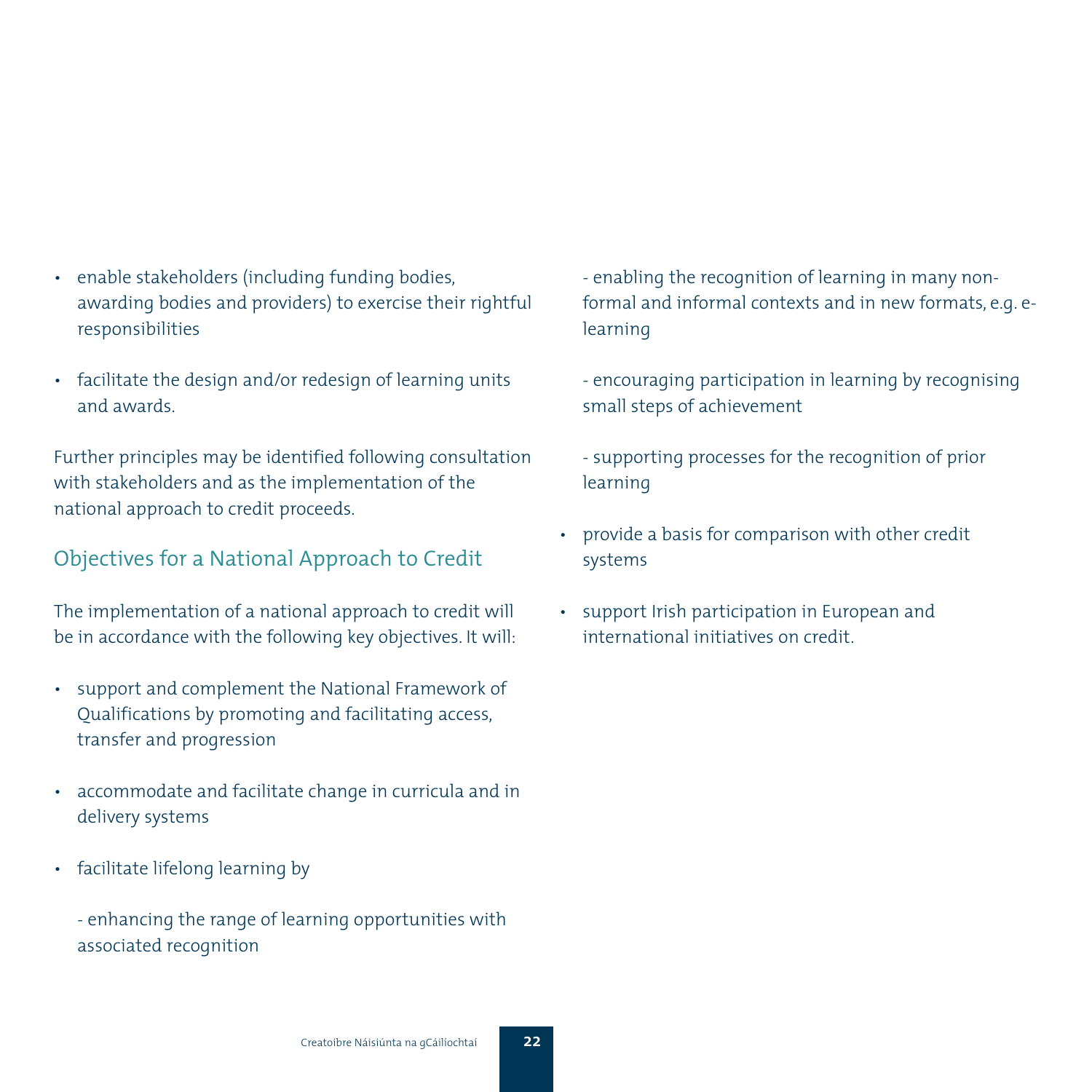- enable stakeholders (including funding bodies, awarding bodies and providers) to exercise their rightful responsibilities
- facilitate the design and/or redesign of learning units and awards.

Further principles may be identified following consultation with stakeholders and as the implementation of the national approach to credit proceeds.

## Objectives for a National Approach to Credit

The implementation of a national approach to credit will be in accordance with the following key objectives. It will:

- support and complement the National Framework of Qualifications by promoting and facilitating access, transfer and progression
- accommodate and facilitate change in curricula and in delivery systems
- facilitate lifelong learning by

  - enhancing the range of learning opportunities with associated recognition

  - enabling the recognition of learning in many non-formal and informal contexts and in new formats, e.g. e-learning

  - encouraging participation in learning by recognising small steps of achievement

  - supporting processes for the recognition of prior learning

- provide a basis for comparison with other credit systems
- support Irish participation in European and international initiatives on credit.